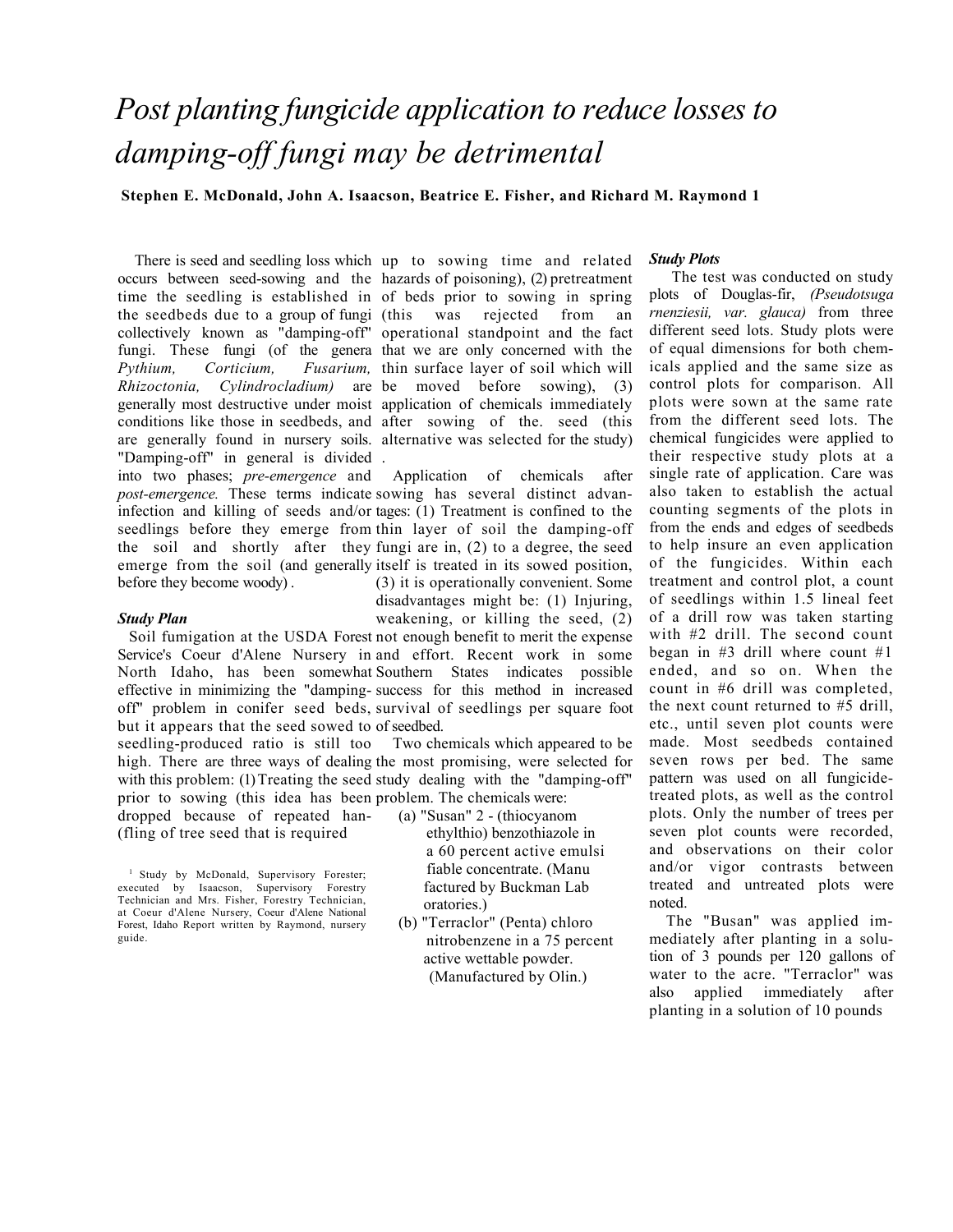# Post planting fungicide application to reduce losses to damping-off fungi may be detrimental

**Stephen E. McDonald, John A. Isaacson, Beatrice E. Fisher, and Richard M. Raymond [1]**

There is seed and seedling loss which occurs between seed-sowing and the time the seedling is established in the seedbeds due to a group of fungi collectively known as "damping-off" fungi. These fungi (of the genera *Pythium, Corticium, Fusarium, Rhizoctonia, Cylindrocladium)* are generally most destructive under moist conditions like those in seedbeds, and are generally found in nursery soils. "Damping-off" in general is divided into two phases; *pre-emergence* and *post-emergence.* These terms indicate infection and killing of seeds and/or seedlings before they emerge from the soil and shortly after they emerge from the soil (and generally before they become woody) .

### Study Plan

Soil fumigation at the USDA Forest Service's Coeur d'Alene Nursery in North Idaho, has been somewhat effective in minimizing the "damping-off" problem in conifer seed beds, but it appears that the seed sowed to seedling-produced ratio is still too high. There are three ways of dealing with this problem: (1) Treating the seed prior to sowing (this idea has been dropped because of repeated han-(fling of tree seed that is required up to sowing time and related hazards of poisoning), (2) pretreatment of beds prior to sowing in spring (this was rejected from an operational standpoint and the fact that we are only concerned with the thin surface layer of soil which will be moved before sowing), (3) application of chemicals immediately after sowing of the. seed (this alternative was selected for the study) .

Application of chemicals after sowing has several distinct advantages: (1) Treatment is confined to the thin layer of soil the damping-off fungi are in, (2) to a degree, the seed itself is treated in its sowed position, (3) it is operationally convenient. Some disadvantages might be: (1) Injuring, weakening, or killing the seed, (2) not enough benefit to merit the expense and effort. Recent work in some Southern States indicates possible success for this method in increased survival of seedlings per square foot of seedbed.

Two chemicals which appeared to be the most promising, were selected for study dealing with the "damping-off" problem. The chemicals were:

(a) "Susan" 2 - (thiocyanom ethylthio) benzothiazole in a 60 percent active emulsi fiable concentrate. (Manu factured by Buckman Lab oratories.)

(b) "Terraclor" (Penta) chloro nitrobenzene in a 75 percent active wettable powder. (Manufactured by Olin.)

### Study Plots

The test was conducted on study plots of Douglas-fir, *(Pseudotsuga rnenziesii, var. glauca)* from three different seed lots. Study plots were of equal dimensions for both chemicals applied and the same size as control plots for comparison. All plots were sown at the same rate from the different seed lots. The chemical fungicides were applied to their respective study plots at a single rate of application. Care was also taken to establish the actual counting segments of the plots in from the ends and edges of seedbeds to help insure an even application of the fungicides. Within each treatment and control plot, a count of seedlings within 1.5 lineal feet of a drill row was taken starting with #2 drill. The second count began in #3 drill where count #1 ended, and so on. When the count in #6 drill was completed, the next count returned to #5 drill, etc., until seven plot counts were made. Most seedbeds contained seven rows per bed. The same pattern was used on all fungicide-treated plots, as well as the control plots. Only the number of trees per seven plot counts were recorded, and observations on their color and/or vigor contrasts between treated and untreated plots were noted.

The "Busan" was applied immediately after planting in a solution of 3 pounds per 120 gallons of water to the acre. "Terraclor" was also applied immediately after planting in a solution of 10 pounds

[1] Study by McDonald, Supervisory Forester; executed by Isaacson, Supervisory Forestry Technician and Mrs. Fisher, Forestry Technician, at Coeur d'Alene Nursery, Coeur d'Alene National Forest, Idaho Report written by Raymond, nursery guide.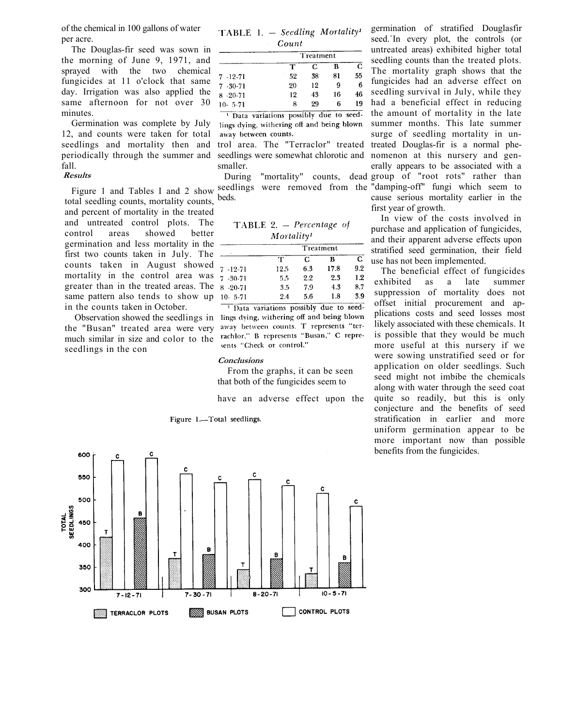of the chemical in 100 gallons of water per acre.

The Douglas-fir seed was sown in the morning of June 9, 1971, and sprayed with the two chemical fungicides at 11 o'clock that same day. Irrigation was also applied the same afternoon for not over 30 minutes.

Germination was complete by July 12, and counts were taken for total seedlings and mortality then and periodically through the summer and fall.

### *Results*

Figure 1 and Tables I and 2 show total seedling counts, mortality counts, and percent of mortality in the treated and untreated control plots. The control areas showed better germination and less mortality in the first two counts taken in July. The counts taken in August showed mortality in the control area was greater than in the treated areas. The same pattern also tends to show up in the counts taken in October.

Observation showed the seedlings in the "Busan" treated area were very much similar in size and color to the seedlings in the control area. The "Terraclor" treated seedlings were somewhat chlorotic and smaller.

During "mortality" counts, dead seedlings were removed from the beds.

TABLE 1. — *Seedling Mortality*[1] *Count*

| | Treatment | | | |
|---|---|---|---|---|
| | T | C | B | C |
| 7-12-71 | 52 | 38 | 81 | 55 |
| 7-30-71 | 20 | 12 | 9 | 6 |
| 8-20-71 | 12 | 43 | 16 | 46 |
| 10-5-71 | 8 | 29 | 6 | 19 |

[1] Data variations possibly due to seedlings dying, withering off and being blown away between counts.

TABLE 2. — *Percentage of Mortality*[1]

| | Treatment | | | |
|---|---|---|---|---|
| | T | C | B | C |
| 7-12-71 | 12.5 | 6.3 | 17.8 | 9.2 |
| 7-30-71 | 5.5 | 2.2 | 2.3 | 1.2 |
| 8-20-71 | 3.5 | 7.9 | 4.3 | 8.7 |
| 10-5-71 | 2.4 | 5.6 | 1.8 | 3.9 |

[1] Data variations possibly due to seedlings dying, withering off and being blown away between counts. T represents "terrachlor," B represents "Busan," C represents "Check or control."

### *Conclusions*

From the graphs, it can be seen that both of the fungicides seem to have an adverse effect upon the germination of stratified Douglasfir seed. In every plot, the controls (or untreated areas) exhibited higher total seedling counts than the treated plots. The mortality graph shows that the fungicides had an adverse effect on seedling survival in July, while they had a beneficial effect in reducing the amount of mortality in the late summer months. This late summer surge of seedling mortality in untreated Douglas-fir is a normal phenomenon at this nursery and generally appears to be associated with a group of "root rots" rather than "damping-off" fungi which seem to cause serious mortality earlier in the first year of growth.

In view of the costs involved in purchase and application of fungicides, and their apparent adverse effects upon stratified seed germination, their field use has not been implemented.

The beneficial effect of fungicides exhibited as a late summer suppression of mortality does not offset initial procurement and applications costs and seed losses most likely associated with these chemicals. It is possible that they would be much more useful at this nursery if we were sowing unstratified seed or for application on older seedlings. Such seed might not imbibe the chemicals along with water through the seed coat quite so readily, but this is only conjecture and the benefits of seed stratification in earlier and more uniform germination appear to be more important now than possible benefits from the fungicides.

Figure 1.—Total seedlings.

TOTAL SEEDLINGS

600
550
500
450
400
350
300

T B C

7-12-71 7-30-71 8-20-71 10-5-71

TERRACLOR PLOTS BUSAN PLOTS CONTROL PLOTS